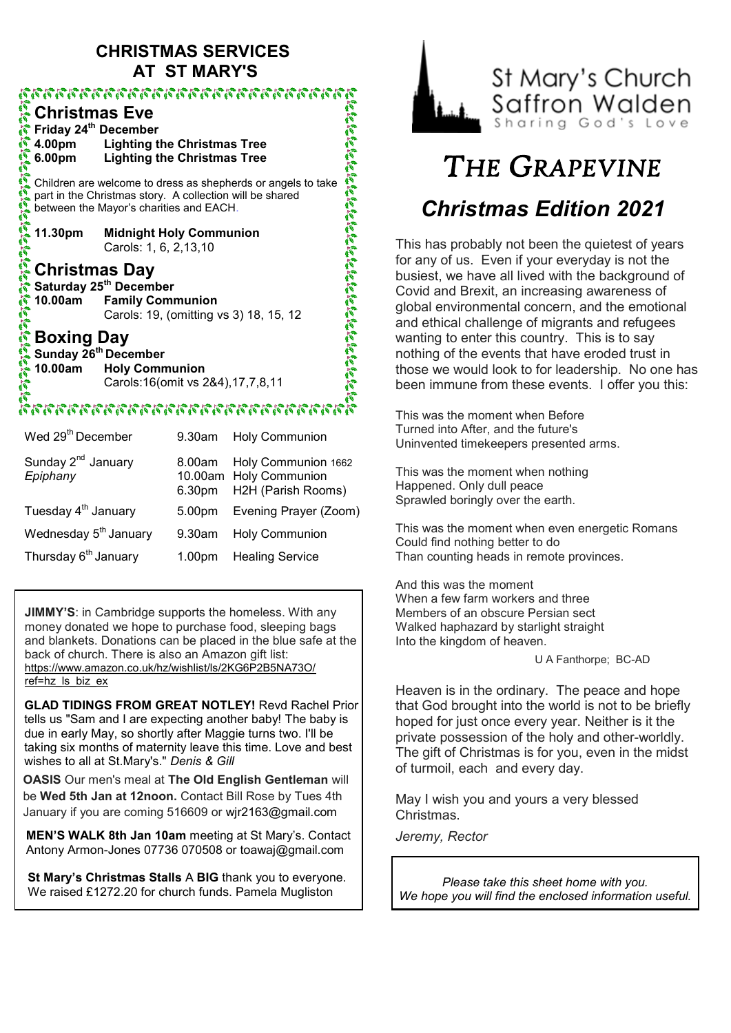## CHRISTMAS SERVICES AT ST MARY'S

### Christmas Eve

**Friday 24th December**

**4.00pm Lighting the Christmas Tree**
**6.00pm Lighting the Christmas Tree**

Children are welcome to dress as shepherds or angels to take part in the Christmas story. A collection will be shared between the Mayor's charities and EACH.

**11.30pm Midnight Holy Communion**
Carols: 1, 6, 2,13,10

### Christmas Day

**Saturday 25th December**

**10.00am Family Communion**
Carols: 19, (omitting vs 3) 18, 15, 12

### Boxing Day

**Sunday 26th December**

**10.00am Holy Communion**
Carols:16(omit vs 2&4),17,7,8,11

| | | |
|---|---|---|
| Wed 29th December | 9.30am | Holy Communion |
| Sunday 2nd January *Epiphany* | 8.00am<br>10.00am<br>6.30pm | Holy Communion 1662<br>Holy Communion<br>H2H (Parish Rooms) |
| Tuesday 4th January | 5.00pm | Evening Prayer (Zoom) |
| Wednesday 5th January | 9.30am | Holy Communion |
| Thursday 6th January | 1.00pm | Healing Service |

**JIMMY'S**: in Cambridge supports the homeless. With any money donated we hope to purchase food, sleeping bags and blankets. Donations can be placed in the blue safe at the back of church. There is also an Amazon gift list: https://www.amazon.co.uk/hz/wishlist/ls/2KG6P2B5NA73O/ref=hz_ls_biz_ex

**GLAD TIDINGS FROM GREAT NOTLEY!** Revd Rachel Prior tells us "Sam and I are expecting another baby! The baby is due in early May, so shortly after Maggie turns two. I'll be taking six months of maternity leave this time. Love and best wishes to all at St.Mary's." *Denis & Gill*

**OASIS** Our men's meal at **The Old English Gentleman** will be **Wed 5th Jan at 12noon.** Contact Bill Rose by Tues 4th January if you are coming 516609 or wjr2163@gmail.com

**MEN'S WALK 8th Jan 10am** meeting at St Mary's. Contact Antony Armon-Jones 07736 070508 or toawaj@gmail.com

**St Mary's Christmas Stalls** A **BIG** thank you to everyone. We raised £1272.20 for church funds. Pamela Mugliston

St Mary's Church Saffron Walden
Sharing God's Love

# *THE GRAPEVINE*

## *Christmas Edition 2021*

This has probably not been the quietest of years for any of us. Even if your everyday is not the busiest, we have all lived with the background of Covid and Brexit, an increasing awareness of global environmental concern, and the emotional and ethical challenge of migrants and refugees wanting to enter this country. This is to say nothing of the events that have eroded trust in those we would look to for leadership. No one has been immune from these events. I offer you this:

This was the moment when Before
Turned into After, and the future's
Uninvented timekeepers presented arms.

This was the moment when nothing
Happened. Only dull peace
Sprawled boringly over the earth.

This was the moment when even energetic Romans
Could find nothing better to do
Than counting heads in remote provinces.

And this was the moment
When a few farm workers and three
Members of an obscure Persian sect
Walked haphazard by starlight straight
Into the kingdom of heaven.

U A Fanthorpe; BC-AD

Heaven is in the ordinary. The peace and hope that God brought into the world is not to be briefly hoped for just once every year. Neither is it the private possession of the holy and other-worldly. The gift of Christmas is for you, even in the midst of turmoil, each and every day.

May I wish you and yours a very blessed Christmas.

*Jeremy, Rector*

*Please take this sheet home with you.*
*We hope you will find the enclosed information useful.*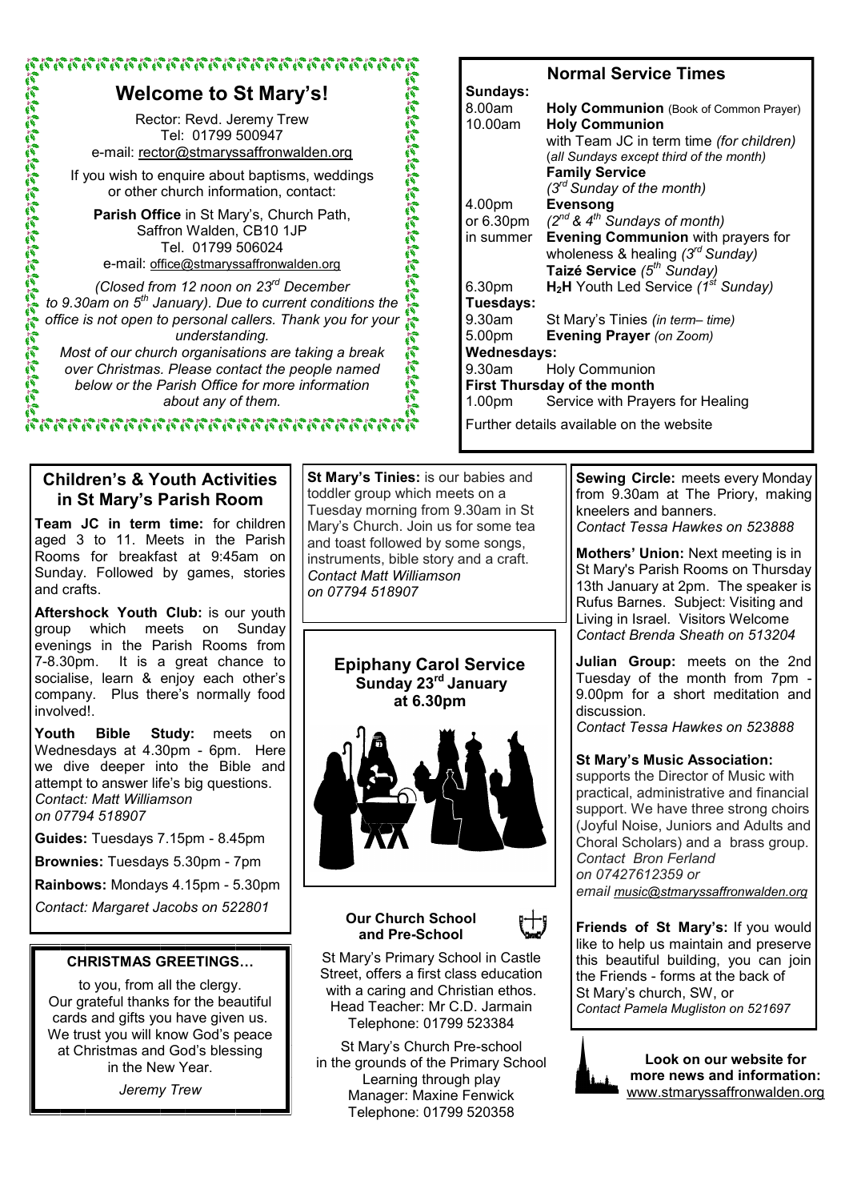## Welcome to St Mary's!

Rector: Revd. Jeremy Trew
Tel: 01799 500947
e-mail: rector@stmaryssaffronwalden.org

If you wish to enquire about baptisms, weddings or other church information, contact:

**Parish Office** in St Mary's, Church Path, Saffron Walden, CB10 1JP
Tel. 01799 506024
e-mail: office@stmaryssaffronwalden.org

*(Closed from 12 noon on 23rd December to 9.30am on 5th January). Due to current conditions the office is not open to personal callers. Thank you for your understanding.*

*Most of our church organisations are taking a break over Christmas. Please contact the people named below or the Parish Office for more information about any of them.*

## Normal Service Times

**Sundays:**

| | |
|---|---|
| 8.00am | **Holy Communion** (Book of Common Prayer) |
| 10.00am | **Holy Communion** with Team JC in term time *(for children)* (*all Sundays except third of the month)* |
| | **Family Service** *(3rd Sunday of the month)* |
| 4.00pm or 6.30pm in summer | **Evensong** *(2nd & 4th Sundays of month)* |
| | **Evening Communion** with prayers for wholeness & healing *(3rd Sunday)* |
| | **Taizé Service** *(5th Sunday)* |
| 6.30pm | **$H_2H$** Youth Led Service *(1st Sunday)* |

**Tuesdays:**

| | |
|---|---|
| 9.30am | St Mary's Tinies *(in term– time)* |
| 5.00pm | **Evening Prayer** *(on Zoom)* |

**Wednesdays:**

| | |
|---|---|
| 9.30am | Holy Communion |

**First Thursday of the month**

| | |
|---|---|
| 1.00pm | Service with Prayers for Healing |

Further details available on the website

## Children's & Youth Activities in St Mary's Parish Room

**Team JC in term time:** for children aged 3 to 11. Meets in the Parish Rooms for breakfast at 9:45am on Sunday. Followed by games, stories and crafts.

**Aftershock Youth Club:** is our youth group which meets on Sunday evenings in the Parish Rooms from 7-8.30pm. It is a great chance to socialise, learn & enjoy each other's company. Plus there's normally food involved!.

**Youth Bible Study:** meets on Wednesdays at 4.30pm - 6pm. Here we dive deeper into the Bible and attempt to answer life's big questions.
*Contact: Matt Williamson on 07794 518907*

**Guides:** Tuesdays 7.15pm - 8.45pm

**Brownies:** Tuesdays 5.30pm - 7pm

**Rainbows:** Mondays 4.15pm - 5.30pm

*Contact: Margaret Jacobs on 522801*

**CHRISTMAS GREETINGS…**

to you, from all the clergy.
Our grateful thanks for the beautiful cards and gifts you have given us.
We trust you will know God's peace at Christmas and God's blessing in the New Year.

*Jeremy Trew*

**St Mary's Tinies:** is our babies and toddler group which meets on a Tuesday morning from 9.30am in St Mary's Church. Join us for some tea and toast followed by some songs, instruments, bible story and a craft.
*Contact Matt Williamson on 07794 518907*

### Epiphany Carol Service
**Sunday 23rd January at 6.30pm**

**Our Church School and Pre-School**

St Mary's Primary School in Castle Street, offers a first class education with a caring and Christian ethos.
Head Teacher: Mr C.D. Jarmain
Telephone: 01799 523384

St Mary's Church Pre-school in the grounds of the Primary School
Learning through play
Manager: Maxine Fenwick
Telephone: 01799 520358

**Sewing Circle:** meets every Monday from 9.30am at The Priory, making kneelers and banners.
*Contact Tessa Hawkes on 523888*

**Mothers' Union:** Next meeting is in St Mary's Parish Rooms on Thursday 13th January at 2pm. The speaker is Rufus Barnes. Subject: Visiting and Living in Israel. Visitors Welcome
*Contact Brenda Sheath on 513204*

**Julian Group:** meets on the 2nd Tuesday of the month from 7pm - 9.00pm for a short meditation and discussion.
*Contact Tessa Hawkes on 523888*

**St Mary's Music Association:** supports the Director of Music with practical, administrative and financial support. We have three strong choirs (Joyful Noise, Juniors and Adults and Choral Scholars) and a brass group.
*Contact Bron Ferland on 07427612359 or email music@stmaryssaffronwalden.org*

**Friends of St Mary's:** If you would like to help us maintain and preserve this beautiful building, you can join the Friends - forms at the back of St Mary's church, SW, or
*Contact Pamela Mugliston on 521697*

**Look on our website for more news and information:**
www.stmaryssaffronwalden.org